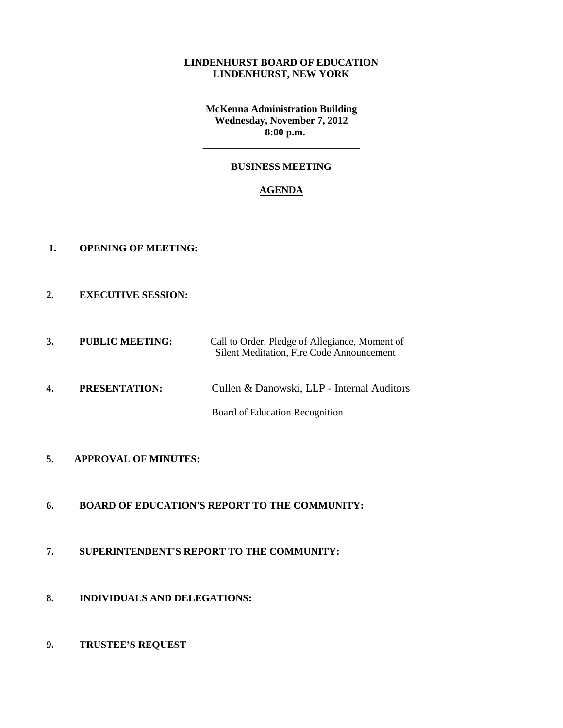**LINDENHURST BOARD OF EDUCATION**
**LINDENHURST, NEW YORK**

**McKenna Administration Building**
**Wednesday, November 7, 2012**
**8:00 p.m.**

---

**BUSINESS MEETING**

**AGENDA**

1. **OPENING OF MEETING:**

2. **EXECUTIVE SESSION:**

3. **PUBLIC MEETING:** Call to Order, Pledge of Allegiance, Moment of Silent Meditation, Fire Code Announcement

4. **PRESENTATION:** Cullen & Danowski, LLP - Internal Auditors

   Board of Education Recognition

5. **APPROVAL OF MINUTES:**

6. **BOARD OF EDUCATION'S REPORT TO THE COMMUNITY:**

7. **SUPERINTENDENT'S REPORT TO THE COMMUNITY:**

8. **INDIVIDUALS AND DELEGATIONS:**

9. **TRUSTEE'S REQUEST**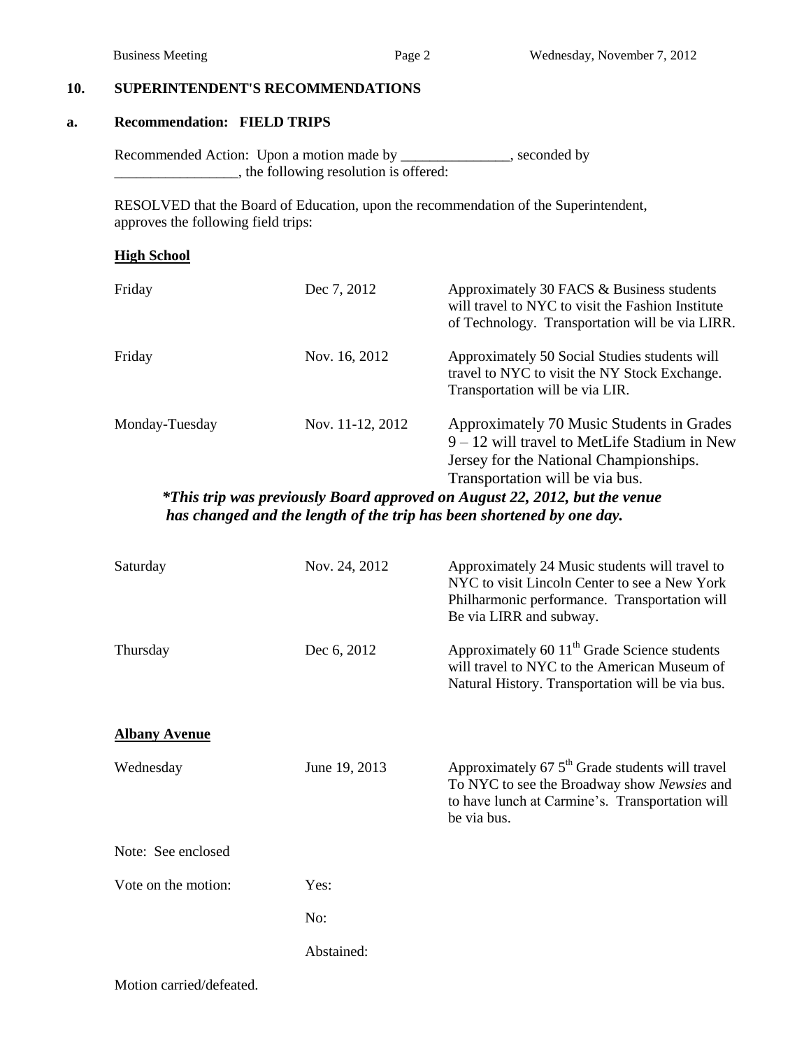## 10. SUPERINTENDENT'S RECOMMENDATIONS

### a. Recommendation: FIELD TRIPS

Recommended Action: Upon a motion made by _______________, seconded by _________________, the following resolution is offered:

RESOLVED that the Board of Education, upon the recommendation of the Superintendent, approves the following field trips:

**High School**

| | | |
|---|---|---|
| Friday | Dec 7, 2012 | Approximately 30 FACS & Business students will travel to NYC to visit the Fashion Institute of Technology. Transportation will be via LIRR. |
| Friday | Nov. 16, 2012 | Approximately 50 Social Studies students will travel to NYC to visit the NY Stock Exchange. Transportation will be via LIR. |
| Monday-Tuesday | Nov. 11-12, 2012 | Approximately 70 Music Students in Grades 9 – 12 will travel to MetLife Stadium in New Jersey for the National Championships. Transportation will be via bus. |

***This trip was previously Board approved on August 22, 2012, but the venue has changed and the length of the trip has been shortened by one day.**

| | | |
|---|---|---|
| Saturday | Nov. 24, 2012 | Approximately 24 Music students will travel to NYC to visit Lincoln Center to see a New York Philharmonic performance. Transportation will Be via LIRR and subway. |
| Thursday | Dec 6, 2012 | Approximately 60 11th Grade Science students will travel to NYC to the American Museum of Natural History. Transportation will be via bus. |

**Albany Avenue**

| | | |
|---|---|---|
| Wednesday | June 19, 2013 | Approximately 67 5th Grade students will travel To NYC to see the Broadway show *Newsies* and to have lunch at Carmine's. Transportation will be via bus. |

Note: See enclosed

Vote on the motion: Yes:

No:

Abstained:

Motion carried/defeated.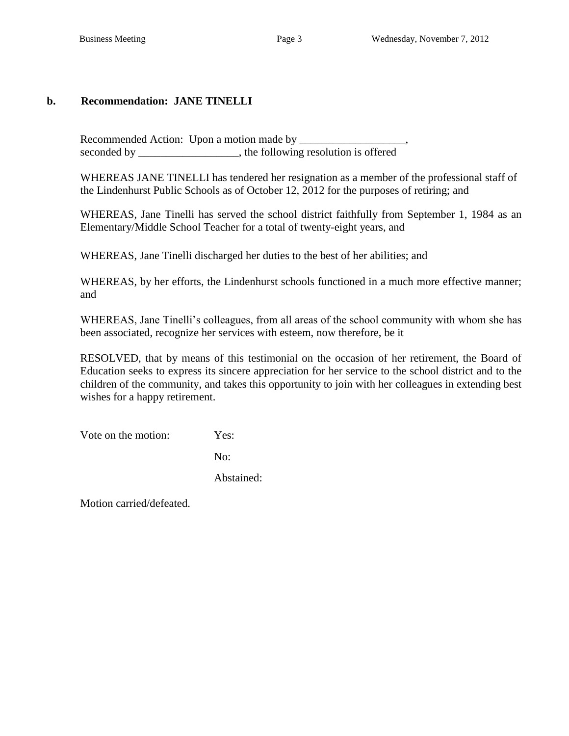**b. Recommendation: JANE TINELLI**

Recommended Action: Upon a motion made by ___________________, seconded by __________________, the following resolution is offered

WHEREAS JANE TINELLI has tendered her resignation as a member of the professional staff of the Lindenhurst Public Schools as of October 12, 2012 for the purposes of retiring; and

WHEREAS, Jane Tinelli has served the school district faithfully from September 1, 1984 as an Elementary/Middle School Teacher for a total of twenty-eight years, and

WHEREAS, Jane Tinelli discharged her duties to the best of her abilities; and

WHEREAS, by her efforts, the Lindenhurst schools functioned in a much more effective manner; and

WHEREAS, Jane Tinelli's colleagues, from all areas of the school community with whom she has been associated, recognize her services with esteem, now therefore, be it

RESOLVED, that by means of this testimonial on the occasion of her retirement, the Board of Education seeks to express its sincere appreciation for her service to the school district and to the children of the community, and takes this opportunity to join with her colleagues in extending best wishes for a happy retirement.

Vote on the motion: Yes:

No:

Abstained:

Motion carried/defeated.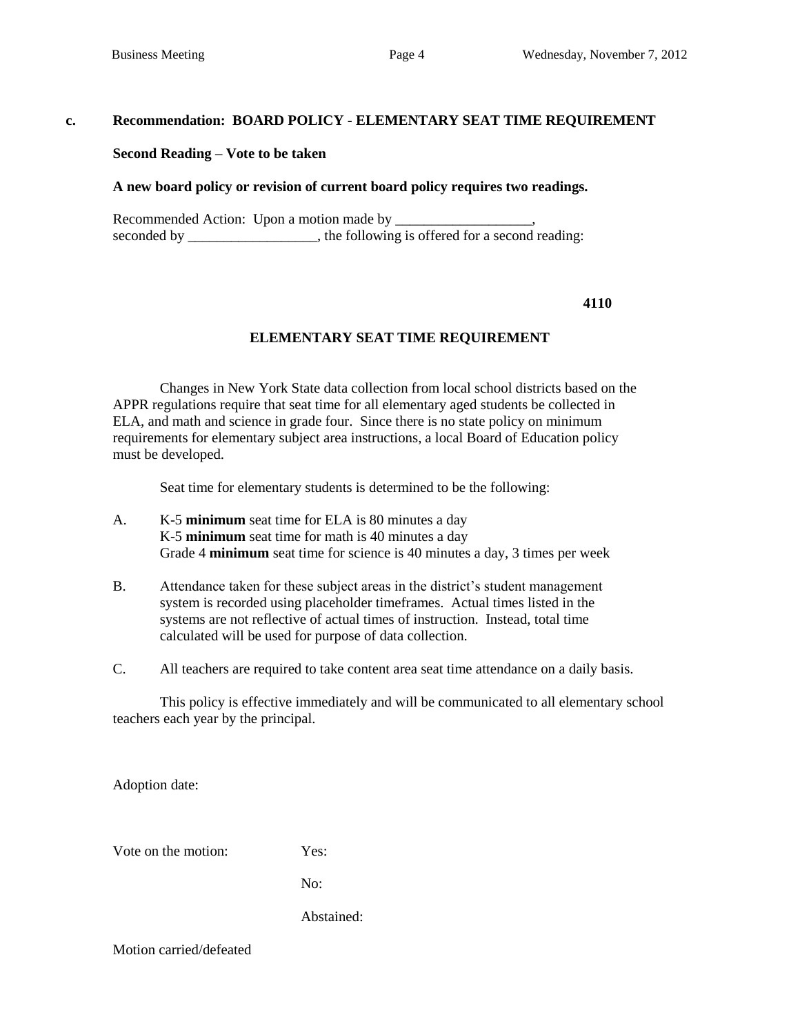**c. Recommendation: BOARD POLICY - ELEMENTARY SEAT TIME REQUIREMENT**

**Second Reading – Vote to be taken**

**A new board policy or revision of current board policy requires two readings.**

Recommended Action: Upon a motion made by ___________________, seconded by __________________, the following is offered for a second reading:

**4110**

**ELEMENTARY SEAT TIME REQUIREMENT**

Changes in New York State data collection from local school districts based on the APPR regulations require that seat time for all elementary aged students be collected in ELA, and math and science in grade four. Since there is no state policy on minimum requirements for elementary subject area instructions, a local Board of Education policy must be developed.

Seat time for elementary students is determined to be the following:

A. K-5 **minimum** seat time for ELA is 80 minutes a day
   K-5 **minimum** seat time for math is 40 minutes a day
   Grade 4 **minimum** seat time for science is 40 minutes a day, 3 times per week

B. Attendance taken for these subject areas in the district's student management system is recorded using placeholder timeframes. Actual times listed in the systems are not reflective of actual times of instruction. Instead, total time calculated will be used for purpose of data collection.

C. All teachers are required to take content area seat time attendance on a daily basis.

This policy is effective immediately and will be communicated to all elementary school teachers each year by the principal.

Adoption date:

Vote on the motion: Yes:

No:

Abstained:

Motion carried/defeated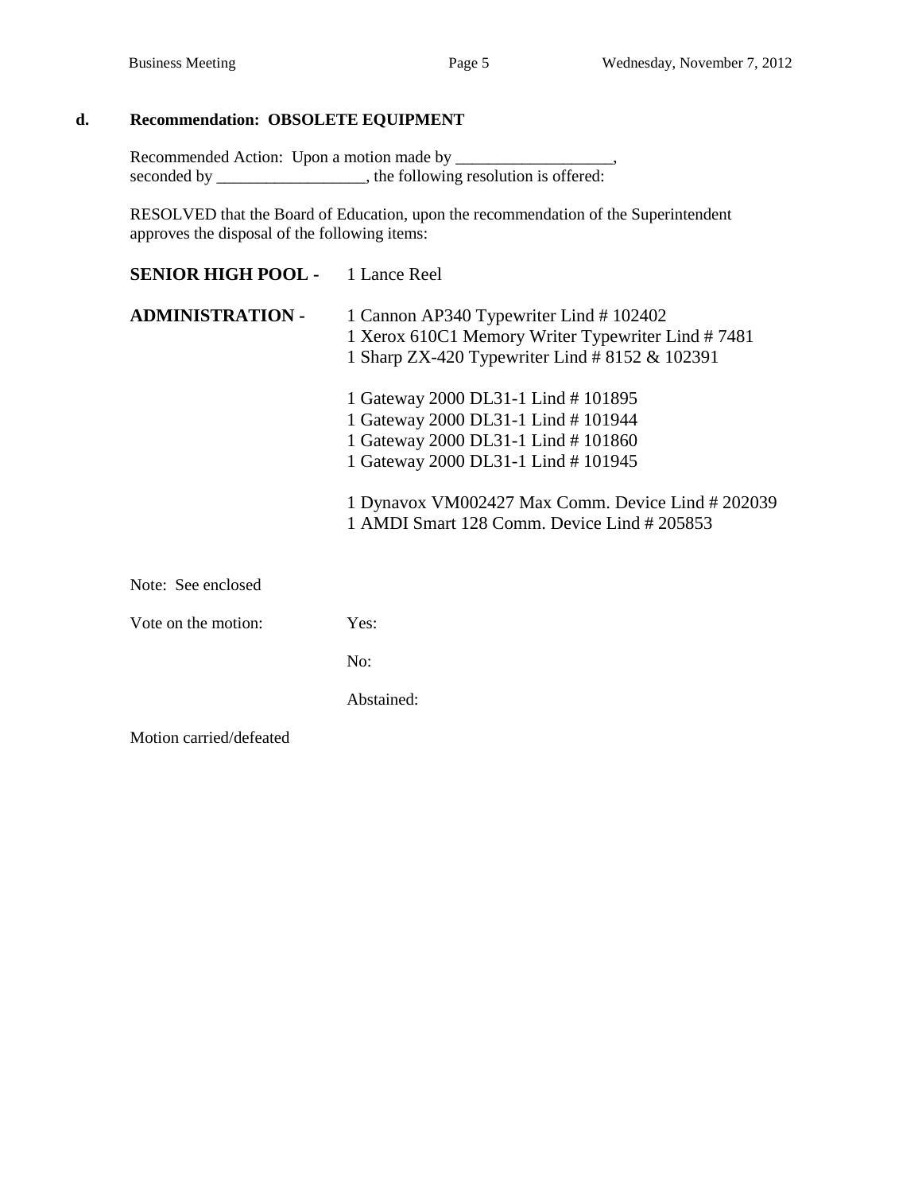**d. Recommendation: OBSOLETE EQUIPMENT**

Recommended Action: Upon a motion made by ___________________, seconded by __________________, the following resolution is offered:

RESOLVED that the Board of Education, upon the recommendation of the Superintendent approves the disposal of the following items:

**SENIOR HIGH POOL -** 1 Lance Reel

**ADMINISTRATION -**

1 Cannon AP340 Typewriter Lind # 102402
1 Xerox 610C1 Memory Writer Typewriter Lind # 7481
1 Sharp ZX-420 Typewriter Lind # 8152 & 102391

1 Gateway 2000 DL31-1 Lind # 101895
1 Gateway 2000 DL31-1 Lind # 101944
1 Gateway 2000 DL31-1 Lind # 101860
1 Gateway 2000 DL31-1 Lind # 101945

1 Dynavox VM002427 Max Comm. Device Lind # 202039
1 AMDI Smart 128 Comm. Device Lind # 205853

Note: See enclosed

Vote on the motion:

Yes:

No:

Abstained:

Motion carried/defeated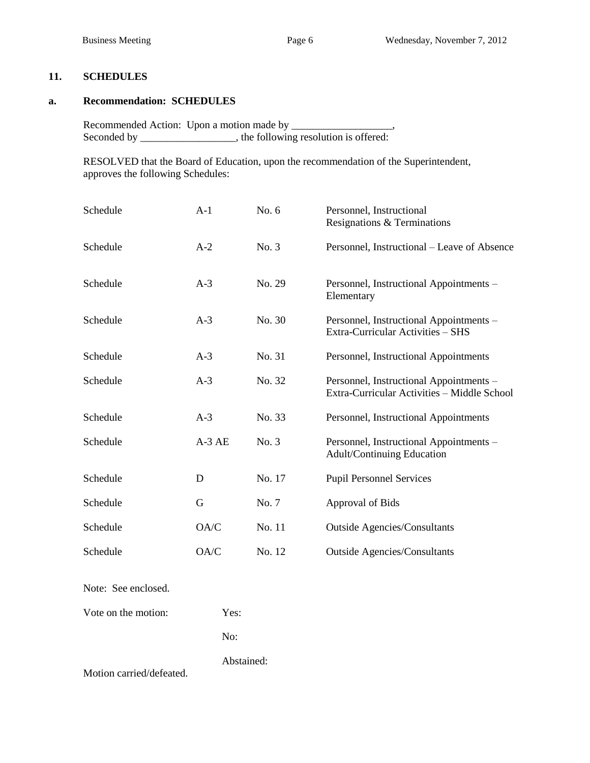## 11. SCHEDULES

### a. Recommendation: SCHEDULES

Recommended Action: Upon a motion made by ___________________,
Seconded by __________________, the following resolution is offered:

RESOLVED that the Board of Education, upon the recommendation of the Superintendent, approves the following Schedules:

| | | | |
|---|---|---|---|
| Schedule | A-1 | No. 6 | Personnel, Instructional Resignations & Terminations |
| Schedule | A-2 | No. 3 | Personnel, Instructional – Leave of Absence |
| Schedule | A-3 | No. 29 | Personnel, Instructional Appointments – Elementary |
| Schedule | A-3 | No. 30 | Personnel, Instructional Appointments – Extra-Curricular Activities – SHS |
| Schedule | A-3 | No. 31 | Personnel, Instructional Appointments |
| Schedule | A-3 | No. 32 | Personnel, Instructional Appointments – Extra-Curricular Activities – Middle School |
| Schedule | A-3 | No. 33 | Personnel, Instructional Appointments |
| Schedule | A-3 AE | No. 3 | Personnel, Instructional Appointments – Adult/Continuing Education |
| Schedule | D | No. 17 | Pupil Personnel Services |
| Schedule | G | No. 7 | Approval of Bids |
| Schedule | OA/C | No. 11 | Outside Agencies/Consultants |
| Schedule | OA/C | No. 12 | Outside Agencies/Consultants |

Note: See enclosed.

Vote on the motion: Yes:

No:

Abstained:

Motion carried/defeated.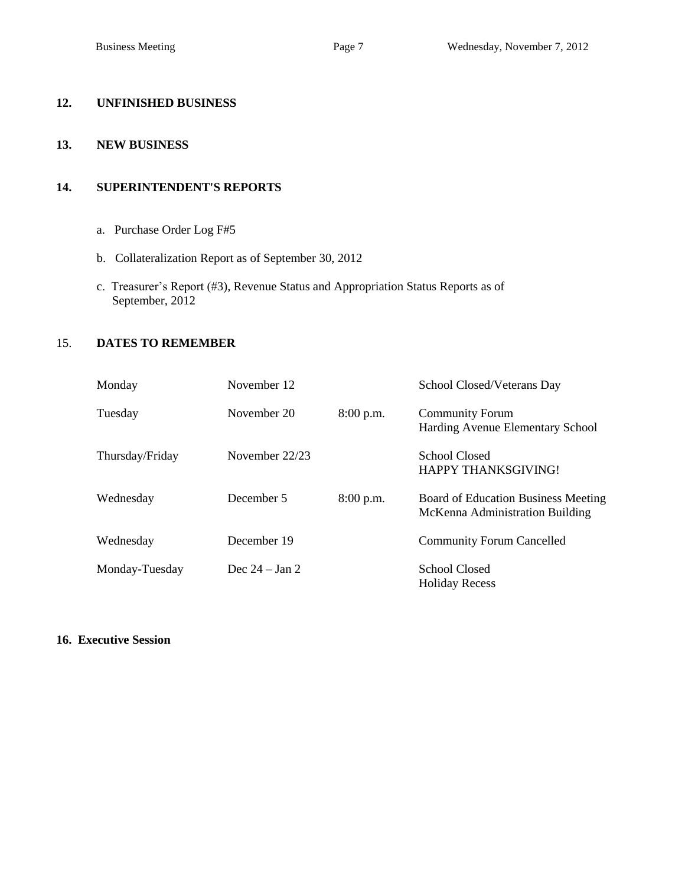## 12. UNFINISHED BUSINESS

## 13. NEW BUSINESS

## 14. SUPERINTENDENT'S REPORTS

a. Purchase Order Log F#5

b. Collateralization Report as of September 30, 2012

c. Treasurer's Report (#3), Revenue Status and Appropriation Status Reports as of September, 2012

## 15. DATES TO REMEMBER

| | | | |
|---|---|---|---|
| Monday | November 12 | | School Closed/Veterans Day |
| Tuesday | November 20 | 8:00 p.m. | Community Forum<br>Harding Avenue Elementary School |
| Thursday/Friday | November 22/23 | | School Closed<br>HAPPY THANKSGIVING! |
| Wednesday | December 5 | 8:00 p.m. | Board of Education Business Meeting<br>McKenna Administration Building |
| Wednesday | December 19 | | Community Forum Cancelled |
| Monday-Tuesday | Dec 24 – Jan 2 | | School Closed<br>Holiday Recess |

## 16. Executive Session